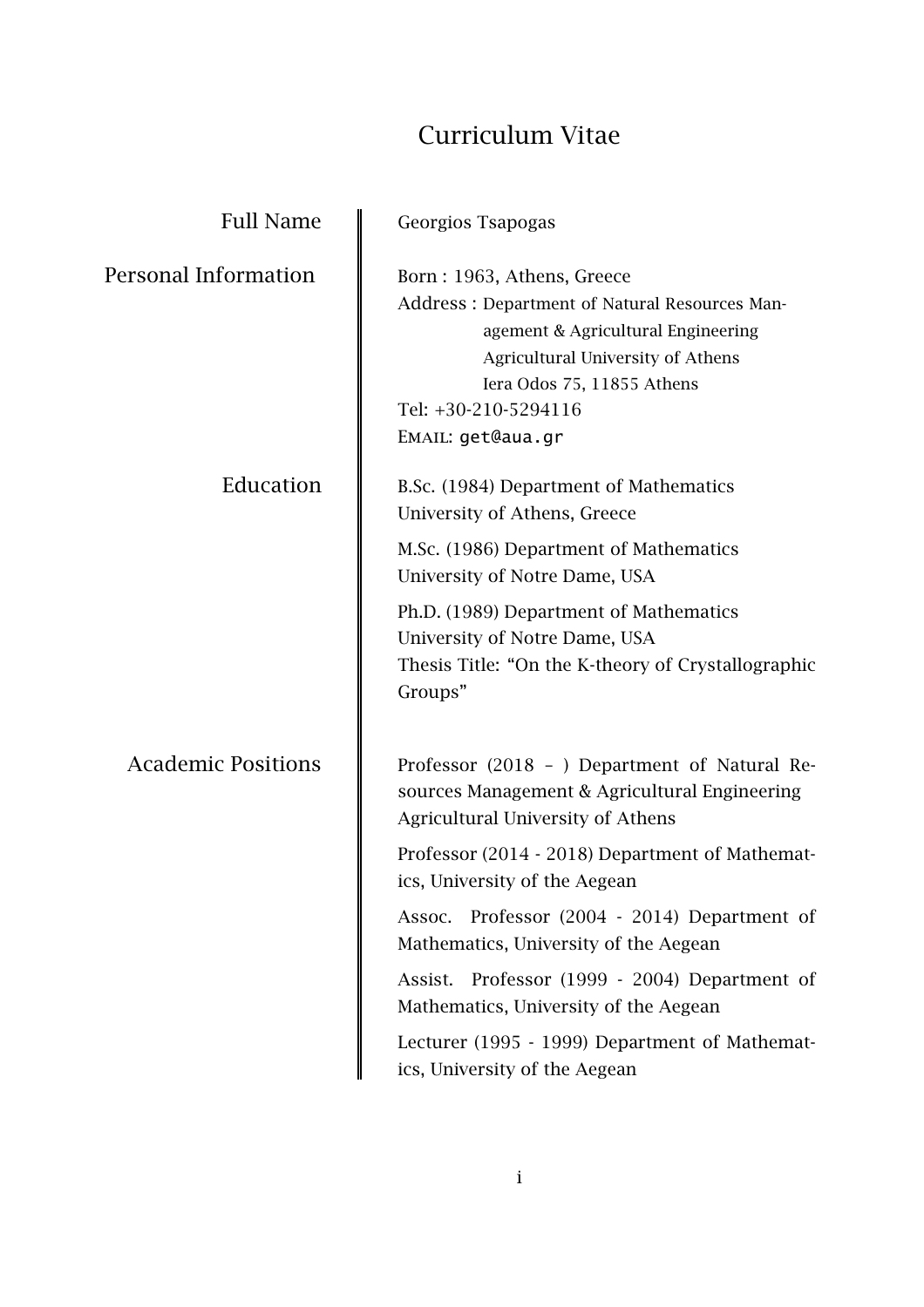# Curriculum Vitae

## Full Name

Georgios Tsapogas

## Personal Information

Born : 1963, Athens, Greece
Address : Department of Natural Resources Management & Agricultural Engineering
Agricultural University of Athens
Iera Odos 75, 11855 Athens
Tel: +30-210-5294116
EMAIL: get@aua.gr

## Education

B.Sc. (1984) Department of Mathematics
University of Athens, Greece

M.Sc. (1986) Department of Mathematics
University of Notre Dame, USA

Ph.D. (1989) Department of Mathematics
University of Notre Dame, USA
Thesis Title: "On the K-theory of Crystallographic Groups"

## Academic Positions

Professor (2018 – ) Department of Natural Resources Management & Agricultural Engineering
Agricultural University of Athens

Professor (2014 - 2018) Department of Mathematics, University of the Aegean

Assoc. Professor (2004 - 2014) Department of Mathematics, University of the Aegean

Assist. Professor (1999 - 2004) Department of Mathematics, University of the Aegean

Lecturer (1995 - 1999) Department of Mathematics, University of the Aegean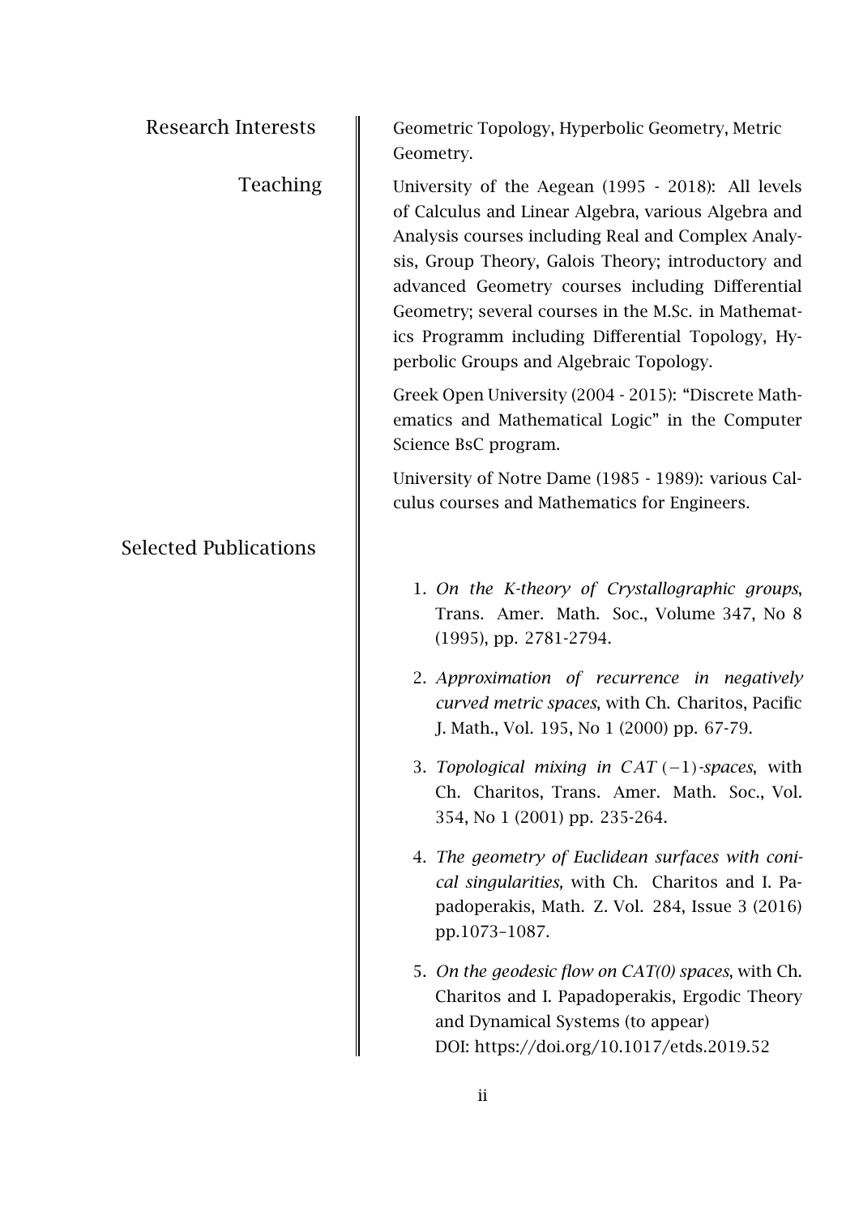## Research Interests

Geometric Topology, Hyperbolic Geometry, Metric Geometry.

## Teaching

University of the Aegean (1995 - 2018): All levels of Calculus and Linear Algebra, various Algebra and Analysis courses including Real and Complex Analysis, Group Theory, Galois Theory; introductory and advanced Geometry courses including Differential Geometry; several courses in the M.Sc. in Mathematics Programm including Differential Topology, Hyperbolic Groups and Algebraic Topology.

Greek Open University (2004 - 2015): "Discrete Mathematics and Mathematical Logic" in the Computer Science BsC program.

University of Notre Dame (1985 - 1989): various Calculus courses and Mathematics for Engineers.

## Selected Publications

1. *On the K-theory of Crystallographic groups*, Trans. Amer. Math. Soc., Volume 347, No 8 (1995), pp. 2781-2794.
2. *Approximation of recurrence in negatively curved metric spaces*, with Ch. Charitos, Pacific J. Math., Vol. 195, No 1 (2000) pp. 67-79.
3. *Topological mixing in $CAT\,(-1)$-spaces*, with Ch. Charitos, Trans. Amer. Math. Soc., Vol. 354, No 1 (2001) pp. 235-264.
4. *The geometry of Euclidean surfaces with conical singularities,* with Ch. Charitos and I. Papadoperakis, Math. Z. Vol. 284, Issue 3 (2016) pp.1073–1087.
5. *On the geodesic flow on CAT(0) spaces*, with Ch. Charitos and I. Papadoperakis, Ergodic Theory and Dynamical Systems (to appear)
   DOI: https://doi.org/10.1017/etds.2019.52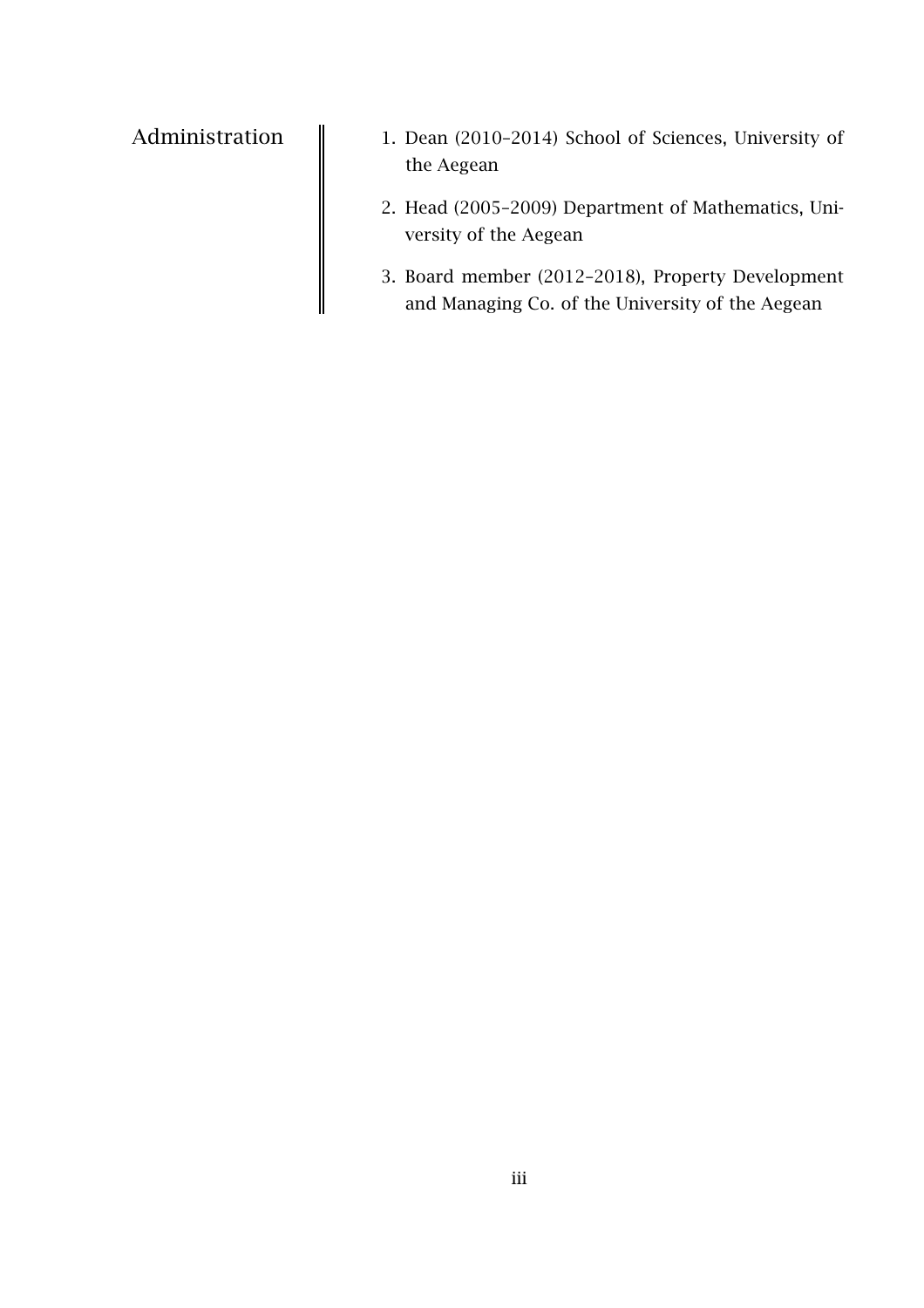## Administration

1. Dean (2010–2014) School of Sciences, University of the Aegean
2. Head (2005–2009) Department of Mathematics, University of the Aegean
3. Board member (2012–2018), Property Development and Managing Co. of the University of the Aegean